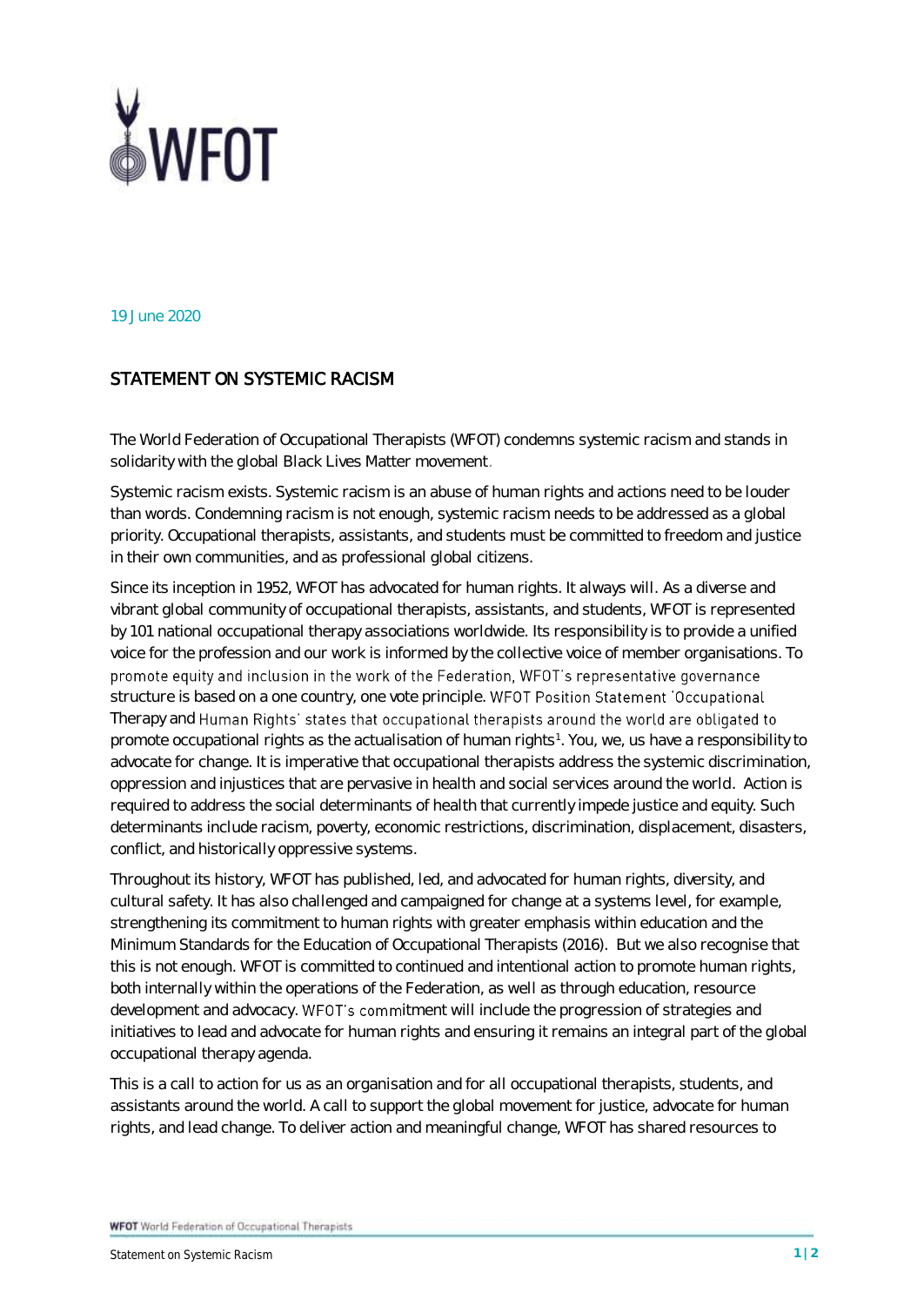19 June 2020

## STATEMENT ON SYSTEMIC RACISM

The World Federation of Occupational Therapists (WFOT) condemns systemic racism and stands in solidarity with the global Black Lives Matter movement.

Systemic racism exists. Systemic racism is an abuse of human rights and actions need to be louder than words. Condemning racism is not enough, systemic racism needs to be addressed as a global priority. Occupational therapists, assistants, and students must be committed to freedom and justice in their own communities, and as professional global citizens.

Since its inception in 1952, WFOT has advocated for human rights. It always will. As a diverse and vibrant global community of occupational therapists, assistants, and students, WFOT is represented by 101 national occupational therapy associations worldwide. Its responsibility is to provide a unified voice for the profession and our work is informed by the collective voice of member organisations. To promote equity and inclusion in the work of the Federation, WFOT's representative governance structure is based on a one country, one vote principle. WFOT Position Statement 'Occupational Therapy and Human Rights' states that occupational therapists around the world are obligated to promote occupational rights as the actualisation of human rights[1]. You, we, us have a responsibility to advocate for change. It is imperative that occupational therapists address the systemic discrimination, oppression and injustices that are pervasive in health and social services around the world. Action is required to address the social determinants of health that currently impede justice and equity. Such determinants include racism, poverty, economic restrictions, discrimination, displacement, disasters, conflict, and historically oppressive systems.

Throughout its history, WFOT has published, led, and advocated for human rights, diversity, and cultural safety. It has also challenged and campaigned for change at a systems level, for example, strengthening its commitment to human rights with greater emphasis within education and the Minimum Standards for the Education of Occupational Therapists (2016). But we also recognise that this is not enough. WFOT is committed to continued and intentional action to promote human rights, both internally within the operations of the Federation, as well as through education, resource development and advocacy. WFOT's commitment will include the progression of strategies and initiatives to lead and advocate for human rights and ensuring it remains an integral part of the global occupational therapy agenda.

This is a call to action for us as an organisation and for all occupational therapists, students, and assistants around the world. A call to support the global movement for justice, advocate for human rights, and lead change. To deliver action and meaningful change, WFOT has shared resources to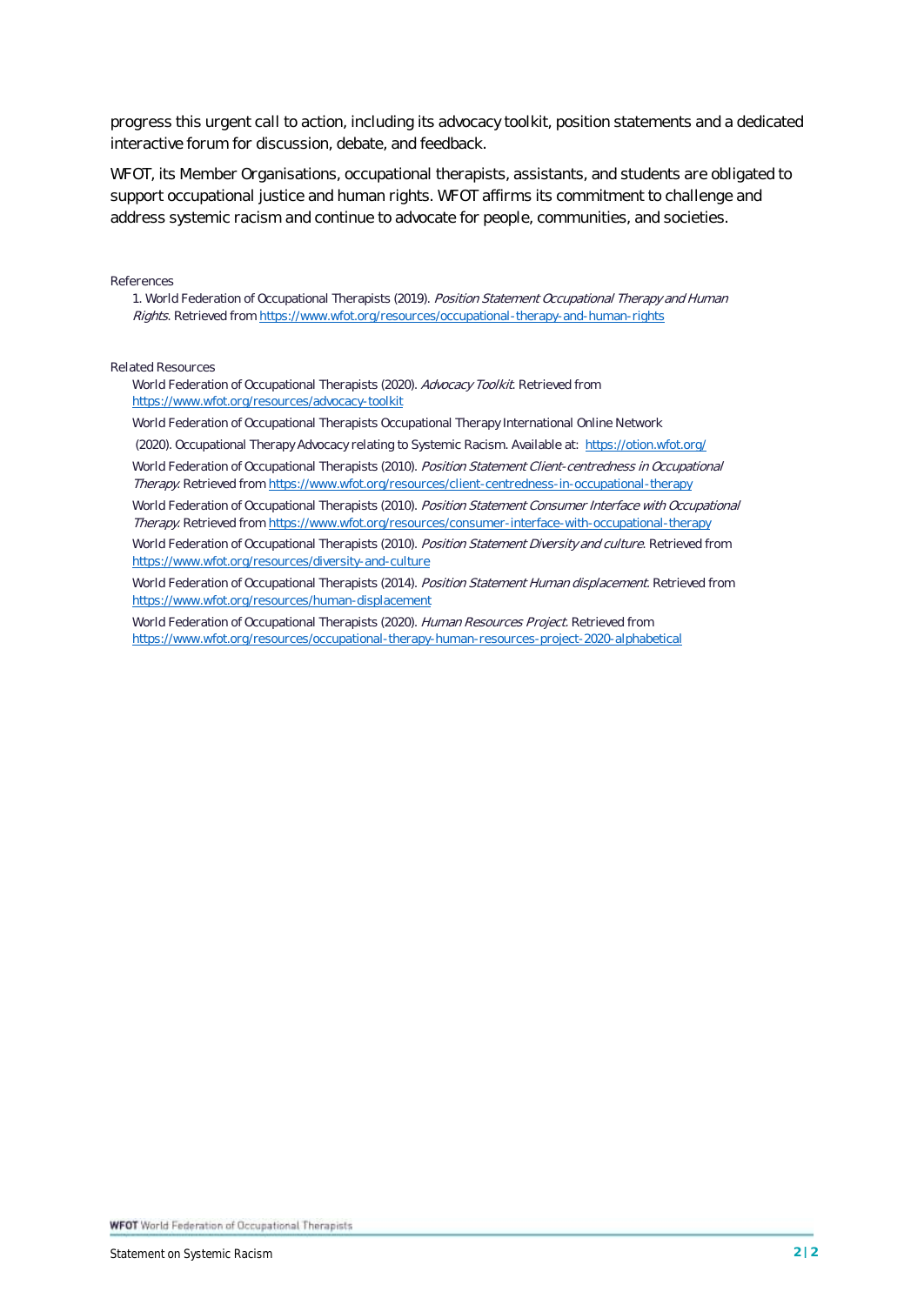progress this urgent call to action, including its advocacy toolkit, position statements and a dedicated interactive forum for discussion, debate, and feedback.

WFOT, its Member Organisations, occupational therapists, assistants, and students are obligated to support occupational justice and human rights. WFOT affirms its commitment to challenge and address systemic racism and continue to advocate for people, communities, and societies.

References

1. World Federation of Occupational Therapists (2019). *Position Statement Occupational Therapy and Human Rights*. Retrieved from https://www.wfot.org/resources/occupational-therapy-and-human-rights

Related Resources

World Federation of Occupational Therapists (2020). *Advocacy Toolkit*. Retrieved from https://www.wfot.org/resources/advocacy-toolkit

World Federation of Occupational Therapists Occupational Therapy International Online Network (2020). Occupational Therapy Advocacy relating to Systemic Racism. Available at: https://otion.wfot.org/

World Federation of Occupational Therapists (2010). *Position Statement Client-centredness in Occupational Therapy*. Retrieved from https://www.wfot.org/resources/client-centredness-in-occupational-therapy

World Federation of Occupational Therapists (2010). *Position Statement Consumer Interface with Occupational Therapy*. Retrieved from https://www.wfot.org/resources/consumer-interface-with-occupational-therapy

World Federation of Occupational Therapists (2010). *Position Statement Diversity and culture*. Retrieved from https://www.wfot.org/resources/diversity-and-culture

World Federation of Occupational Therapists (2014). *Position Statement Human displacement*. Retrieved from https://www.wfot.org/resources/human-displacement

World Federation of Occupational Therapists (2020). *Human Resources Project*. Retrieved from https://www.wfot.org/resources/occupational-therapy-human-resources-project-2020-alphabetical